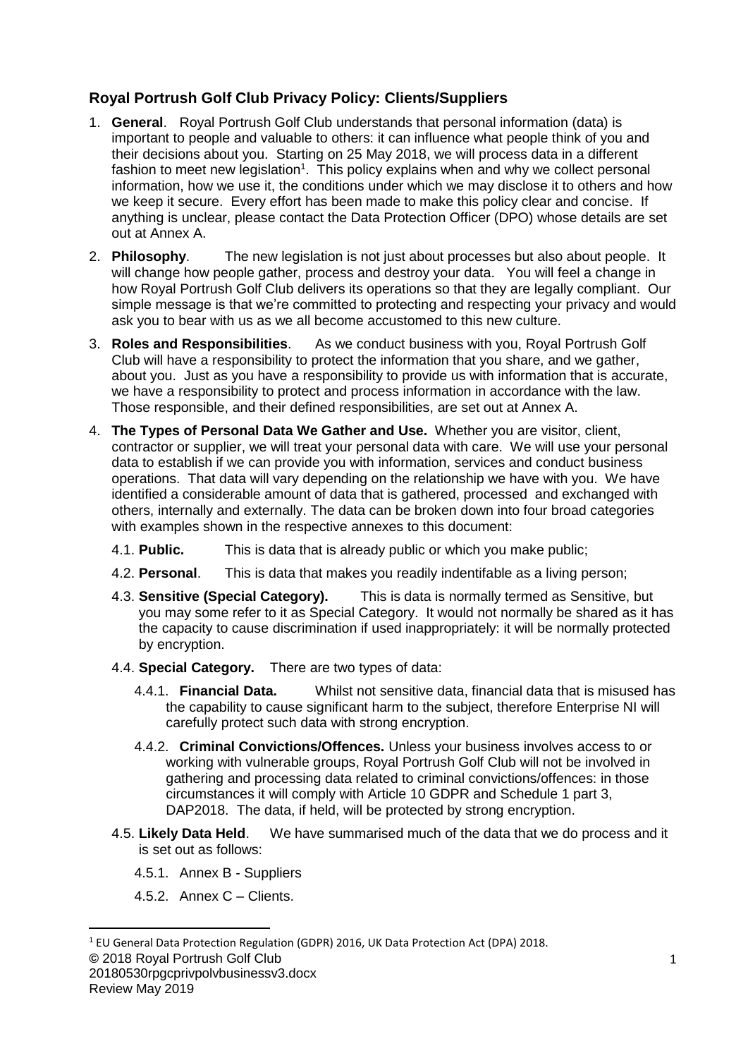## Royal Portrush Golf Club Privacy Policy: Clients/Suppliers

1. **General**. Royal Portrush Golf Club understands that personal information (data) is important to people and valuable to others: it can influence what people think of you and their decisions about you. Starting on 25 May 2018, we will process data in a different fashion to meet new legislation[1]. This policy explains when and why we collect personal information, how we use it, the conditions under which we may disclose it to others and how we keep it secure. Every effort has been made to make this policy clear and concise. If anything is unclear, please contact the Data Protection Officer (DPO) whose details are set out at Annex A.

2. **Philosophy**. The new legislation is not just about processes but also about people. It will change how people gather, process and destroy your data. You will feel a change in how Royal Portrush Golf Club delivers its operations so that they are legally compliant. Our simple message is that we're committed to protecting and respecting your privacy and would ask you to bear with us as we all become accustomed to this new culture.

3. **Roles and Responsibilities**. As we conduct business with you, Royal Portrush Golf Club will have a responsibility to protect the information that you share, and we gather, about you. Just as you have a responsibility to provide us with information that is accurate, we have a responsibility to protect and process information in accordance with the law. Those responsible, and their defined responsibilities, are set out at Annex A.

4. **The Types of Personal Data We Gather and Use.** Whether you are visitor, client, contractor or supplier, we will treat your personal data with care. We will use your personal data to establish if we can provide you with information, services and conduct business operations. That data will vary depending on the relationship we have with you. We have identified a considerable amount of data that is gathered, processed and exchanged with others, internally and externally. The data can be broken down into four broad categories with examples shown in the respective annexes to this document:

   4.1. **Public.** This is data that is already public or which you make public;

   4.2. **Personal**. This is data that makes you readily indentifable as a living person;

   4.3. **Sensitive (Special Category).** This is data is normally termed as Sensitive, but you may some refer to it as Special Category. It would not normally be shared as it has the capacity to cause discrimination if used inappropriately: it will be normally protected by encryption.

   4.4. **Special Category.** There are two types of data:

      4.4.1. **Financial Data.** Whilst not sensitive data, financial data that is misused has the capability to cause significant harm to the subject, therefore Enterprise NI will carefully protect such data with strong encryption.

      4.4.2. **Criminal Convictions/Offences.** Unless your business involves access to or working with vulnerable groups, Royal Portrush Golf Club will not be involved in gathering and processing data related to criminal convictions/offences: in those circumstances it will comply with Article 10 GDPR and Schedule 1 part 3, DAP2018. The data, if held, will be protected by strong encryption.

   4.5. **Likely Data Held**. We have summarised much of the data that we do process and it is set out as follows:

      4.5.1. Annex B - Suppliers

      4.5.2. Annex C – Clients.

[1] EU General Data Protection Regulation (GDPR) 2016, UK Data Protection Act (DPA) 2018.

© 2018 Royal Portrush Golf Club
20180530rpgcprivpolvbusinessv3.docx
Review May 2019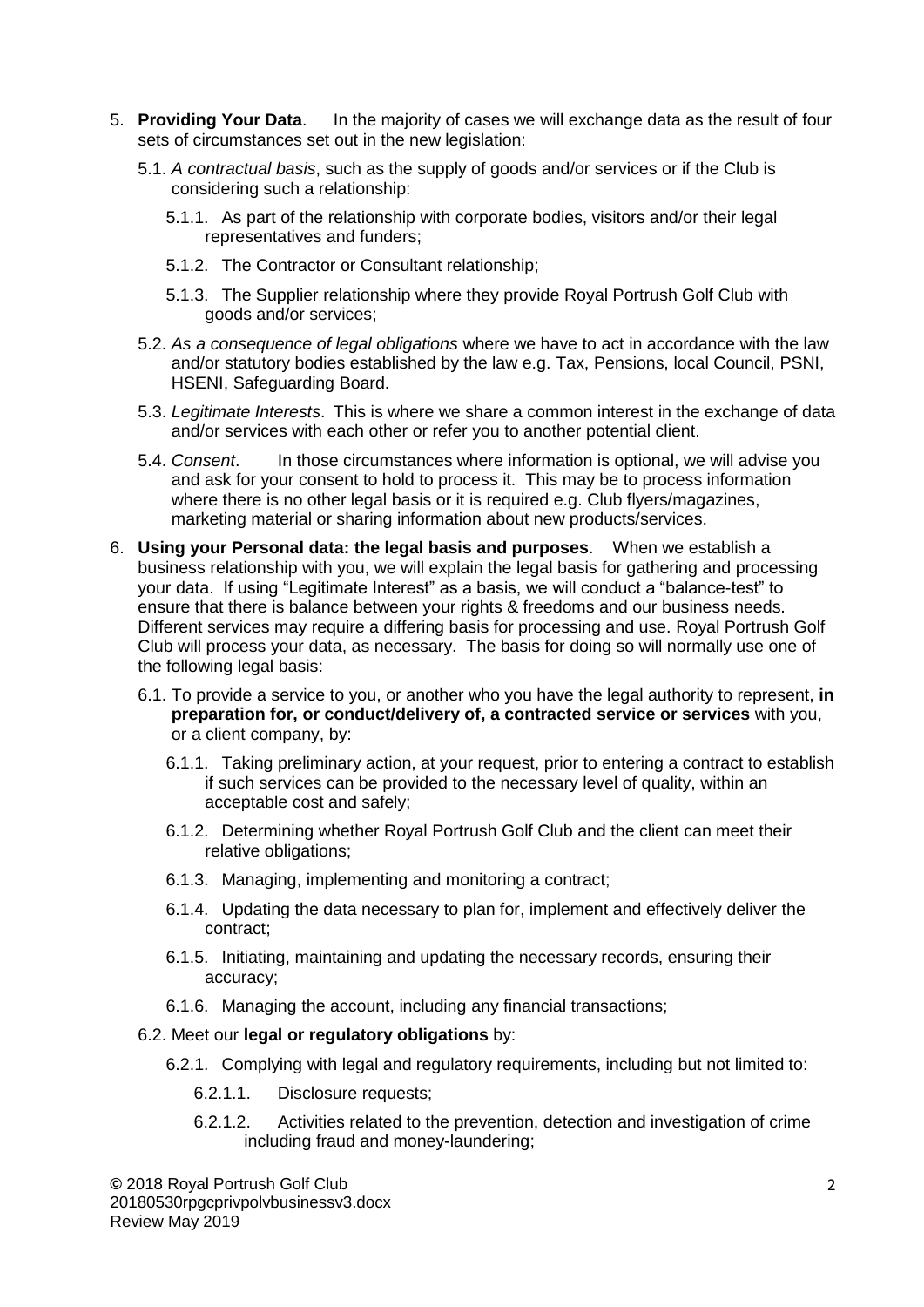5. **Providing Your Data**. In the majority of cases we will exchange data as the result of four sets of circumstances set out in the new legislation:

   5.1. *A contractual basis*, such as the supply of goods and/or services or if the Club is considering such a relationship:

      5.1.1. As part of the relationship with corporate bodies, visitors and/or their legal representatives and funders;

      5.1.2. The Contractor or Consultant relationship;

      5.1.3. The Supplier relationship where they provide Royal Portrush Golf Club with goods and/or services;

   5.2. *As a consequence of legal obligations* where we have to act in accordance with the law and/or statutory bodies established by the law e.g. Tax, Pensions, local Council, PSNI, HSENI, Safeguarding Board.

   5.3. *Legitimate Interests*. This is where we share a common interest in the exchange of data and/or services with each other or refer you to another potential client.

   5.4. *Consent*. In those circumstances where information is optional, we will advise you and ask for your consent to hold to process it. This may be to process information where there is no other legal basis or it is required e.g. Club flyers/magazines, marketing material or sharing information about new products/services.

6. **Using your Personal data: the legal basis and purposes**. When we establish a business relationship with you, we will explain the legal basis for gathering and processing your data. If using "Legitimate Interest" as a basis, we will conduct a "balance-test" to ensure that there is balance between your rights & freedoms and our business needs. Different services may require a differing basis for processing and use. Royal Portrush Golf Club will process your data, as necessary. The basis for doing so will normally use one of the following legal basis:

   6.1. To provide a service to you, or another who you have the legal authority to represent, **in preparation for, or conduct/delivery of, a contracted service or services** with you, or a client company, by:

      6.1.1. Taking preliminary action, at your request, prior to entering a contract to establish if such services can be provided to the necessary level of quality, within an acceptable cost and safely;

      6.1.2. Determining whether Royal Portrush Golf Club and the client can meet their relative obligations;

      6.1.3. Managing, implementing and monitoring a contract;

      6.1.4. Updating the data necessary to plan for, implement and effectively deliver the contract;

      6.1.5. Initiating, maintaining and updating the necessary records, ensuring their accuracy;

      6.1.6. Managing the account, including any financial transactions;

   6.2. Meet our **legal or regulatory obligations** by:

      6.2.1. Complying with legal and regulatory requirements, including but not limited to:

         6.2.1.1. Disclosure requests;

         6.2.1.2. Activities related to the prevention, detection and investigation of crime including fraud and money-laundering;

© 2018 Royal Portrush Golf Club
20180530rpgcprivpolvbusinessv3.docx
Review May 2019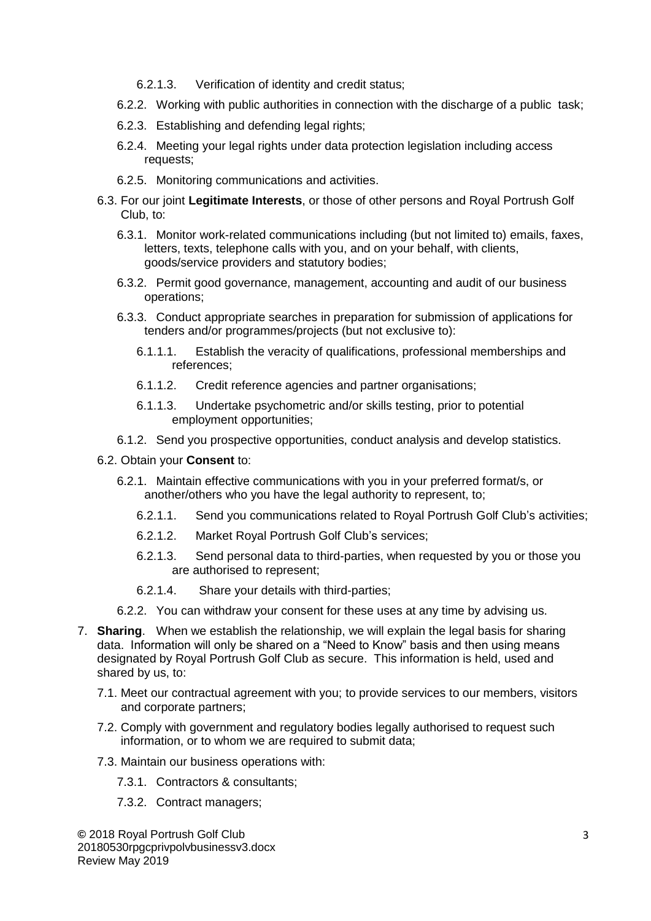- 6.2.1.3. Verification of identity and credit status;
- 6.2.2. Working with public authorities in connection with the discharge of a public task;
- 6.2.3. Establishing and defending legal rights;
- 6.2.4. Meeting your legal rights under data protection legislation including access requests;
- 6.2.5. Monitoring communications and activities.

6.3. For our joint **Legitimate Interests**, or those of other persons and Royal Portrush Golf Club, to:

- 6.3.1. Monitor work-related communications including (but not limited to) emails, faxes, letters, texts, telephone calls with you, and on your behalf, with clients, goods/service providers and statutory bodies;
- 6.3.2. Permit good governance, management, accounting and audit of our business operations;
- 6.3.3. Conduct appropriate searches in preparation for submission of applications for tenders and/or programmes/projects (but not exclusive to):
  - 6.1.1.1. Establish the veracity of qualifications, professional memberships and references;
  - 6.1.1.2. Credit reference agencies and partner organisations;
  - 6.1.1.3. Undertake psychometric and/or skills testing, prior to potential employment opportunities;
- 6.1.2. Send you prospective opportunities, conduct analysis and develop statistics.

6.2. Obtain your **Consent** to:

- 6.2.1. Maintain effective communications with you in your preferred format/s, or another/others who you have the legal authority to represent, to;
  - 6.2.1.1. Send you communications related to Royal Portrush Golf Club's activities;
  - 6.2.1.2. Market Royal Portrush Golf Club's services;
  - 6.2.1.3. Send personal data to third-parties, when requested by you or those you are authorised to represent;
  - 6.2.1.4. Share your details with third-parties;
- 6.2.2. You can withdraw your consent for these uses at any time by advising us.

7. **Sharing**. When we establish the relationship, we will explain the legal basis for sharing data. Information will only be shared on a "Need to Know" basis and then using means designated by Royal Portrush Golf Club as secure. This information is held, used and shared by us, to:

7.1. Meet our contractual agreement with you; to provide services to our members, visitors and corporate partners;

7.2. Comply with government and regulatory bodies legally authorised to request such information, or to whom we are required to submit data;

7.3. Maintain our business operations with:

- 7.3.1. Contractors & consultants;
- 7.3.2. Contract managers;

© 2018 Royal Portrush Golf Club
20180530rpgcprivpolvbusinessv3.docx
Review May 2019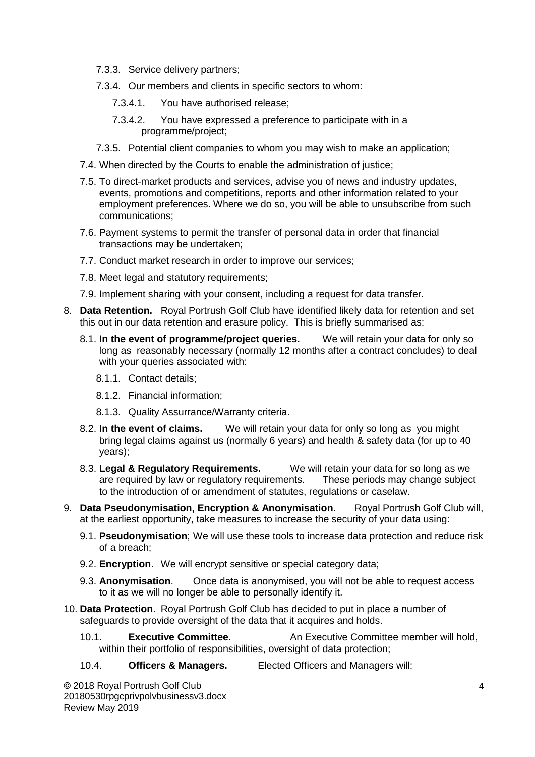- 7.3.3. Service delivery partners;
- 7.3.4. Our members and clients in specific sectors to whom:
  - 7.3.4.1. You have authorised release;
  - 7.3.4.2. You have expressed a preference to participate with in a programme/project;
- 7.3.5. Potential client companies to whom you may wish to make an application;

7.4. When directed by the Courts to enable the administration of justice;

7.5. To direct-market products and services, advise you of news and industry updates, events, promotions and competitions, reports and other information related to your employment preferences. Where we do so, you will be able to unsubscribe from such communications;

7.6. Payment systems to permit the transfer of personal data in order that financial transactions may be undertaken;

7.7. Conduct market research in order to improve our services;

7.8. Meet legal and statutory requirements;

7.9. Implement sharing with your consent, including a request for data transfer.

8. **Data Retention.** Royal Portrush Golf Club have identified likely data for retention and set this out in our data retention and erasure policy. This is briefly summarised as:

   8.1. **In the event of programme/project queries.** We will retain your data for only so long as reasonably necessary (normally 12 months after a contract concludes) to deal with your queries associated with:

   - 8.1.1. Contact details;
   - 8.1.2. Financial information;
   - 8.1.3. Quality Assurrance/Warranty criteria.

   8.2. **In the event of claims.** We will retain your data for only so long as you might bring legal claims against us (normally 6 years) and health & safety data (for up to 40 years);

   8.3. **Legal & Regulatory Requirements.** We will retain your data for so long as we are required by law or regulatory requirements. These periods may change subject to the introduction of or amendment of statutes, regulations or caselaw.

9. **Data Pseudonymisation, Encryption & Anonymisation**. Royal Portrush Golf Club will, at the earliest opportunity, take measures to increase the security of your data using:

   9.1. **Pseudonymisation**; We will use these tools to increase data protection and reduce risk of a breach;

   9.2. **Encryption**. We will encrypt sensitive or special category data;

   9.3. **Anonymisation**. Once data is anonymised, you will not be able to request access to it as we will no longer be able to personally identify it.

10. **Data Protection**. Royal Portrush Golf Club has decided to put in place a number of safeguards to provide oversight of the data that it acquires and holds.

    10.1. **Executive Committee**. An Executive Committee member will hold, within their portfolio of responsibilities, oversight of data protection;

    10.4. **Officers & Managers.** Elected Officers and Managers will:

© 2018 Royal Portrush Golf Club
20180530rpgcprivpolvbusinessv3.docx
Review May 2019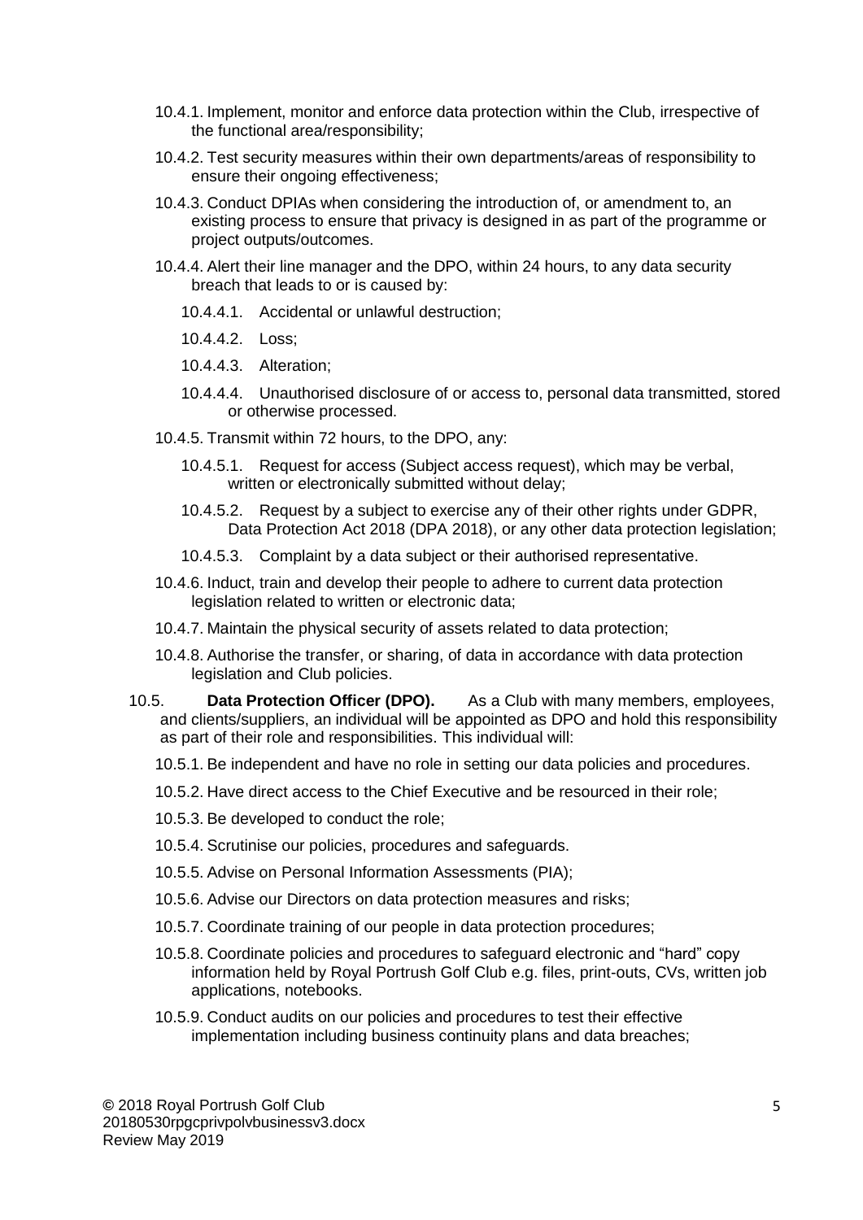- 10.4.1. Implement, monitor and enforce data protection within the Club, irrespective of the functional area/responsibility;
- 10.4.2. Test security measures within their own departments/areas of responsibility to ensure their ongoing effectiveness;
- 10.4.3. Conduct DPIAs when considering the introduction of, or amendment to, an existing process to ensure that privacy is designed in as part of the programme or project outputs/outcomes.
- 10.4.4. Alert their line manager and the DPO, within 24 hours, to any data security breach that leads to or is caused by:
  - 10.4.4.1. Accidental or unlawful destruction;
  - 10.4.4.2. Loss;
  - 10.4.4.3. Alteration;
  - 10.4.4.4. Unauthorised disclosure of or access to, personal data transmitted, stored or otherwise processed.
- 10.4.5. Transmit within 72 hours, to the DPO, any:
  - 10.4.5.1. Request for access (Subject access request), which may be verbal, written or electronically submitted without delay;
  - 10.4.5.2. Request by a subject to exercise any of their other rights under GDPR, Data Protection Act 2018 (DPA 2018), or any other data protection legislation;
  - 10.4.5.3. Complaint by a data subject or their authorised representative.
- 10.4.6. Induct, train and develop their people to adhere to current data protection legislation related to written or electronic data;
- 10.4.7. Maintain the physical security of assets related to data protection;
- 10.4.8. Authorise the transfer, or sharing, of data in accordance with data protection legislation and Club policies.

10.5. **Data Protection Officer (DPO).** As a Club with many members, employees, and clients/suppliers, an individual will be appointed as DPO and hold this responsibility as part of their role and responsibilities. This individual will:

- 10.5.1. Be independent and have no role in setting our data policies and procedures.
- 10.5.2. Have direct access to the Chief Executive and be resourced in their role;
- 10.5.3. Be developed to conduct the role;
- 10.5.4. Scrutinise our policies, procedures and safeguards.
- 10.5.5. Advise on Personal Information Assessments (PIA);
- 10.5.6. Advise our Directors on data protection measures and risks;
- 10.5.7. Coordinate training of our people in data protection procedures;
- 10.5.8. Coordinate policies and procedures to safeguard electronic and "hard" copy information held by Royal Portrush Golf Club e.g. files, print-outs, CVs, written job applications, notebooks.
- 10.5.9. Conduct audits on our policies and procedures to test their effective implementation including business continuity plans and data breaches;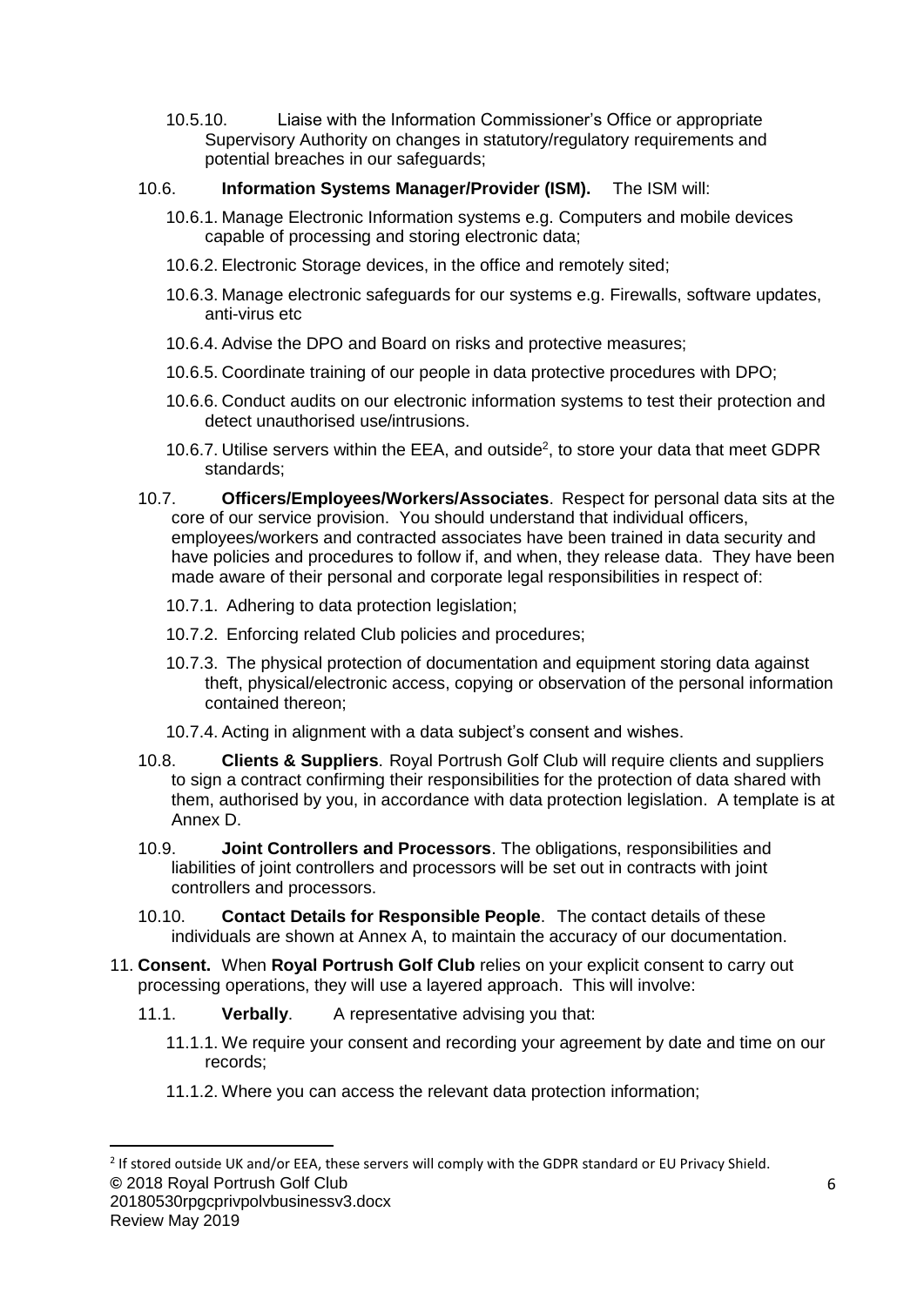10.5.10. Liaise with the Information Commissioner's Office or appropriate Supervisory Authority on changes in statutory/regulatory requirements and potential breaches in our safeguards;

10.6. **Information Systems Manager/Provider (ISM).** The ISM will:

10.6.1. Manage Electronic Information systems e.g. Computers and mobile devices capable of processing and storing electronic data;

10.6.2. Electronic Storage devices, in the office and remotely sited;

10.6.3. Manage electronic safeguards for our systems e.g. Firewalls, software updates, anti-virus etc

10.6.4. Advise the DPO and Board on risks and protective measures;

10.6.5. Coordinate training of our people in data protective procedures with DPO;

10.6.6. Conduct audits on our electronic information systems to test their protection and detect unauthorised use/intrusions.

10.6.7. Utilise servers within the EEA, and outside[2], to store your data that meet GDPR standards;

10.7. **Officers/Employees/Workers/Associates**. Respect for personal data sits at the core of our service provision. You should understand that individual officers, employees/workers and contracted associates have been trained in data security and have policies and procedures to follow if, and when, they release data. They have been made aware of their personal and corporate legal responsibilities in respect of:

10.7.1. Adhering to data protection legislation;

10.7.2. Enforcing related Club policies and procedures;

10.7.3. The physical protection of documentation and equipment storing data against theft, physical/electronic access, copying or observation of the personal information contained thereon;

10.7.4. Acting in alignment with a data subject's consent and wishes.

10.8. **Clients & Suppliers**. Royal Portrush Golf Club will require clients and suppliers to sign a contract confirming their responsibilities for the protection of data shared with them, authorised by you, in accordance with data protection legislation. A template is at Annex D.

10.9. **Joint Controllers and Processors**. The obligations, responsibilities and liabilities of joint controllers and processors will be set out in contracts with joint controllers and processors.

10.10. **Contact Details for Responsible People**. The contact details of these individuals are shown at Annex A, to maintain the accuracy of our documentation.

11. **Consent.** When **Royal Portrush Golf Club** relies on your explicit consent to carry out processing operations, they will use a layered approach. This will involve:

11.1. **Verbally**. A representative advising you that:

11.1.1. We require your consent and recording your agreement by date and time on our records;

11.1.2. Where you can access the relevant data protection information;

---

[2] If stored outside UK and/or EEA, these servers will comply with the GDPR standard or EU Privacy Shield.

© 2018 Royal Portrush Golf Club
20180530rpgcprivpolvbusinessv3.docx
Review May 2019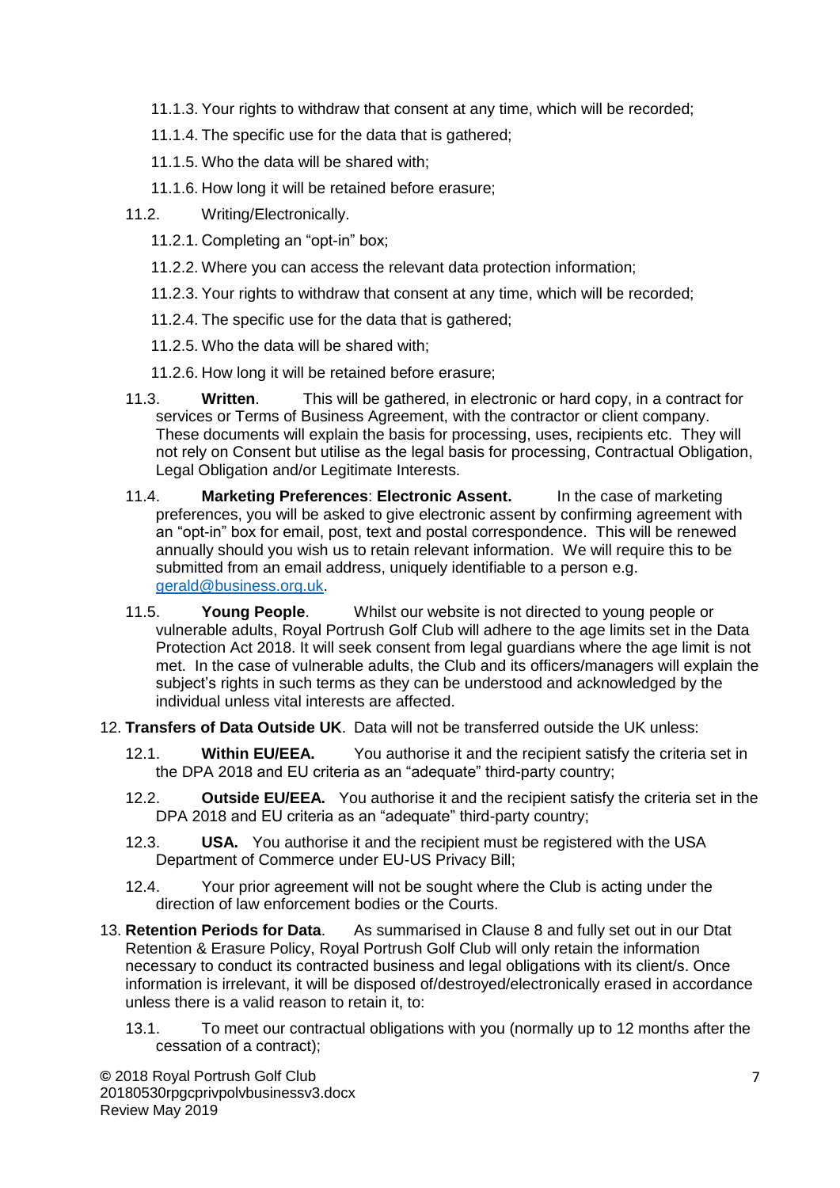11.1.3. Your rights to withdraw that consent at any time, which will be recorded;

11.1.4. The specific use for the data that is gathered;

11.1.5. Who the data will be shared with;

11.1.6. How long it will be retained before erasure;

11.2. Writing/Electronically.

11.2.1. Completing an "opt-in" box;

11.2.2. Where you can access the relevant data protection information;

11.2.3. Your rights to withdraw that consent at any time, which will be recorded;

11.2.4. The specific use for the data that is gathered;

11.2.5. Who the data will be shared with;

11.2.6. How long it will be retained before erasure;

11.3. **Written**. This will be gathered, in electronic or hard copy, in a contract for services or Terms of Business Agreement, with the contractor or client company. These documents will explain the basis for processing, uses, recipients etc. They will not rely on Consent but utilise as the legal basis for processing, Contractual Obligation, Legal Obligation and/or Legitimate Interests.

11.4. **Marketing Preferences**: **Electronic Assent.** In the case of marketing preferences, you will be asked to give electronic assent by confirming agreement with an "opt-in" box for email, post, text and postal correspondence. This will be renewed annually should you wish us to retain relevant information. We will require this to be submitted from an email address, uniquely identifiable to a person e.g. gerald@business.org.uk.

11.5. **Young People**. Whilst our website is not directed to young people or vulnerable adults, Royal Portrush Golf Club will adhere to the age limits set in the Data Protection Act 2018. It will seek consent from legal guardians where the age limit is not met. In the case of vulnerable adults, the Club and its officers/managers will explain the subject's rights in such terms as they can be understood and acknowledged by the individual unless vital interests are affected.

12. **Transfers of Data Outside UK**. Data will not be transferred outside the UK unless:

12.1. **Within EU/EEA.** You authorise it and the recipient satisfy the criteria set in the DPA 2018 and EU criteria as an "adequate" third-party country;

12.2. **Outside EU/EEA.** You authorise it and the recipient satisfy the criteria set in the DPA 2018 and EU criteria as an "adequate" third-party country;

12.3. **USA.** You authorise it and the recipient must be registered with the USA Department of Commerce under EU-US Privacy Bill;

12.4. Your prior agreement will not be sought where the Club is acting under the direction of law enforcement bodies or the Courts.

13. **Retention Periods for Data**. As summarised in Clause 8 and fully set out in our Dtat Retention & Erasure Policy, Royal Portrush Golf Club will only retain the information necessary to conduct its contracted business and legal obligations with its client/s. Once information is irrelevant, it will be disposed of/destroyed/electronically erased in accordance unless there is a valid reason to retain it, to:

13.1. To meet our contractual obligations with you (normally up to 12 months after the cessation of a contract);

© 2018 Royal Portrush Golf Club
20180530rpgcprivpolvbusinessv3.docx
Review May 2019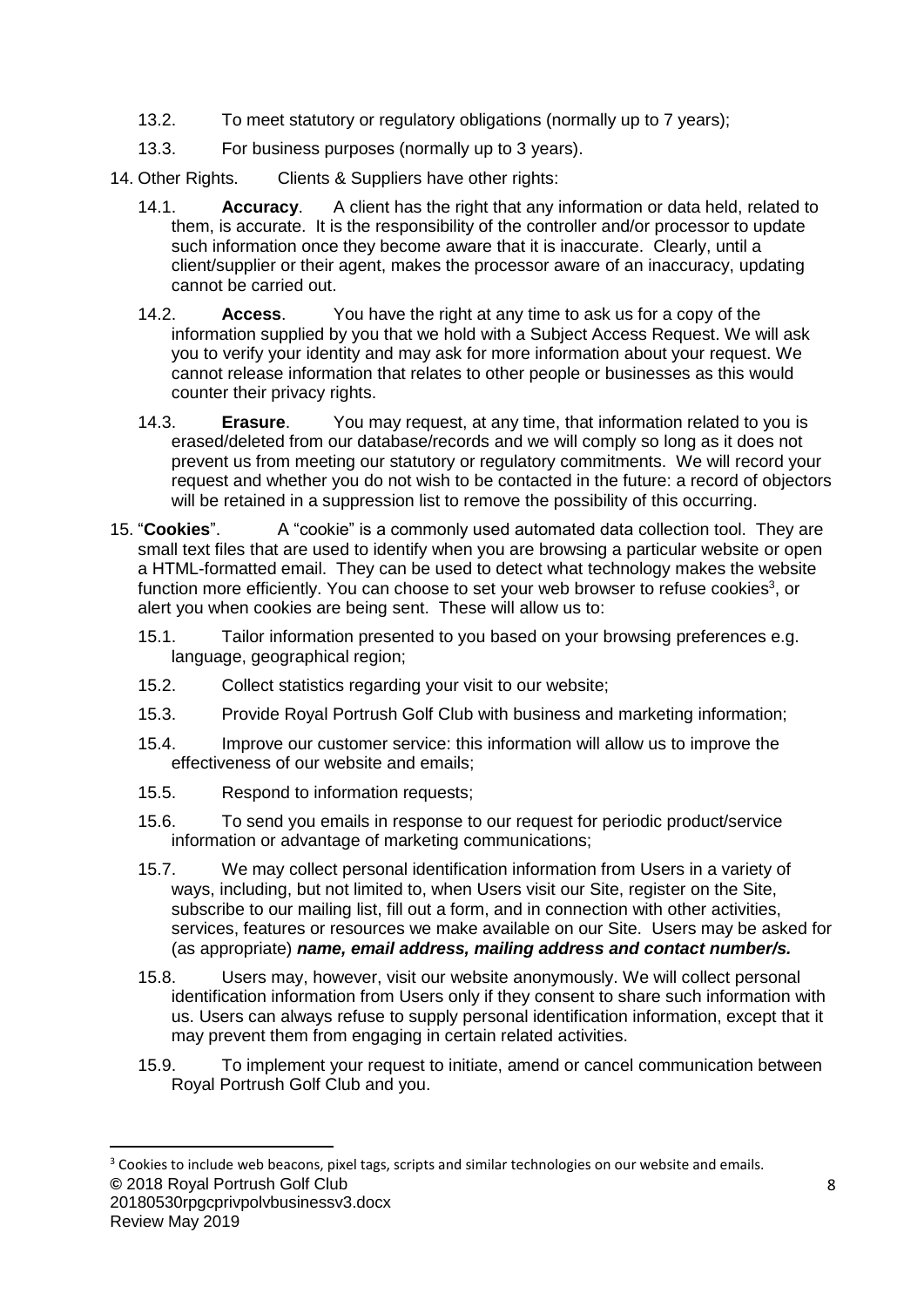13.2. To meet statutory or regulatory obligations (normally up to 7 years);

13.3. For business purposes (normally up to 3 years).

14. Other Rights. Clients & Suppliers have other rights:

14.1. **Accuracy**. A client has the right that any information or data held, related to them, is accurate. It is the responsibility of the controller and/or processor to update such information once they become aware that it is inaccurate. Clearly, until a client/supplier or their agent, makes the processor aware of an inaccuracy, updating cannot be carried out.

14.2. **Access**. You have the right at any time to ask us for a copy of the information supplied by you that we hold with a Subject Access Request. We will ask you to verify your identity and may ask for more information about your request. We cannot release information that relates to other people or businesses as this would counter their privacy rights.

14.3. **Erasure**. You may request, at any time, that information related to you is erased/deleted from our database/records and we will comply so long as it does not prevent us from meeting our statutory or regulatory commitments. We will record your request and whether you do not wish to be contacted in the future: a record of objectors will be retained in a suppression list to remove the possibility of this occurring.

15. "**Cookies**". A "cookie" is a commonly used automated data collection tool. They are small text files that are used to identify when you are browsing a particular website or open a HTML-formatted email. They can be used to detect what technology makes the website function more efficiently. You can choose to set your web browser to refuse cookies[3], or alert you when cookies are being sent. These will allow us to:

15.1. Tailor information presented to you based on your browsing preferences e.g. language, geographical region;

15.2. Collect statistics regarding your visit to our website;

15.3. Provide Royal Portrush Golf Club with business and marketing information;

15.4. Improve our customer service: this information will allow us to improve the effectiveness of our website and emails;

15.5. Respond to information requests;

15.6. To send you emails in response to our request for periodic product/service information or advantage of marketing communications;

15.7. We may collect personal identification information from Users in a variety of ways, including, but not limited to, when Users visit our Site, register on the Site, subscribe to our mailing list, fill out a form, and in connection with other activities, services, features or resources we make available on our Site. Users may be asked for (as appropriate) ***name, email address, mailing address and contact number/s.***

15.8. Users may, however, visit our website anonymously. We will collect personal identification information from Users only if they consent to share such information with us. Users can always refuse to supply personal identification information, except that it may prevent them from engaging in certain related activities.

15.9. To implement your request to initiate, amend or cancel communication between Royal Portrush Golf Club and you.

[3] Cookies to include web beacons, pixel tags, scripts and similar technologies on our website and emails.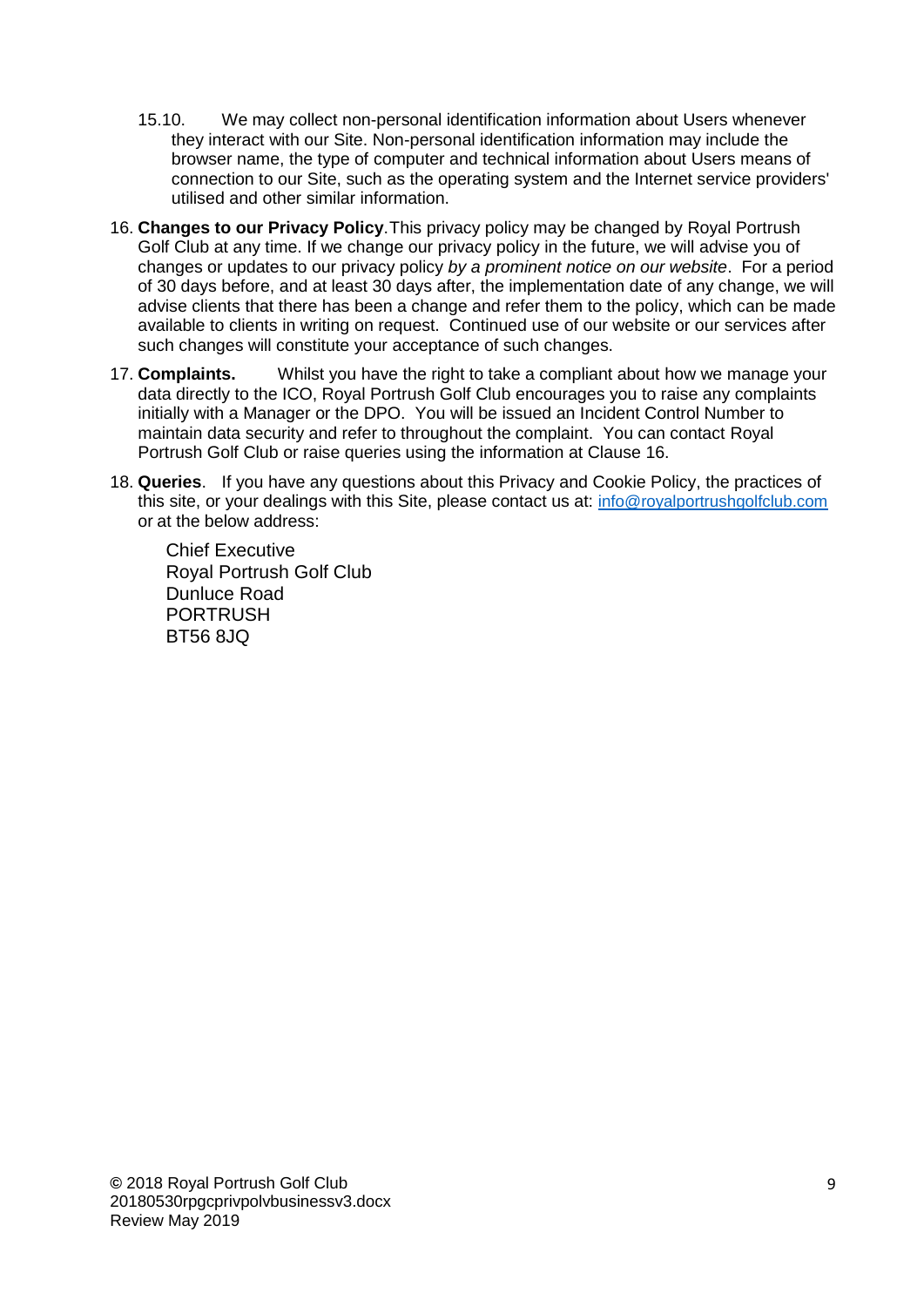15.10. We may collect non-personal identification information about Users whenever they interact with our Site. Non-personal identification information may include the browser name, the type of computer and technical information about Users means of connection to our Site, such as the operating system and the Internet service providers' utilised and other similar information.

16. **Changes to our Privacy Policy**. This privacy policy may be changed by Royal Portrush Golf Club at any time. If we change our privacy policy in the future, we will advise you of changes or updates to our privacy policy *by a prominent notice on our website*. For a period of 30 days before, and at least 30 days after, the implementation date of any change, we will advise clients that there has been a change and refer them to the policy, which can be made available to clients in writing on request. Continued use of our website or our services after such changes will constitute your acceptance of such changes.

17. **Complaints.** Whilst you have the right to take a compliant about how we manage your data directly to the ICO, Royal Portrush Golf Club encourages you to raise any complaints initially with a Manager or the DPO. You will be issued an Incident Control Number to maintain data security and refer to throughout the complaint. You can contact Royal Portrush Golf Club or raise queries using the information at Clause 16.

18. **Queries**. If you have any questions about this Privacy and Cookie Policy, the practices of this site, or your dealings with this Site, please contact us at: info@royalportrushgolfclub.com or at the below address:

    Chief Executive
    Royal Portrush Golf Club
    Dunluce Road
    PORTRUSH
    BT56 8JQ

© 2018 Royal Portrush Golf Club
20180530rpgcprivpolvbusinessv3.docx
Review May 2019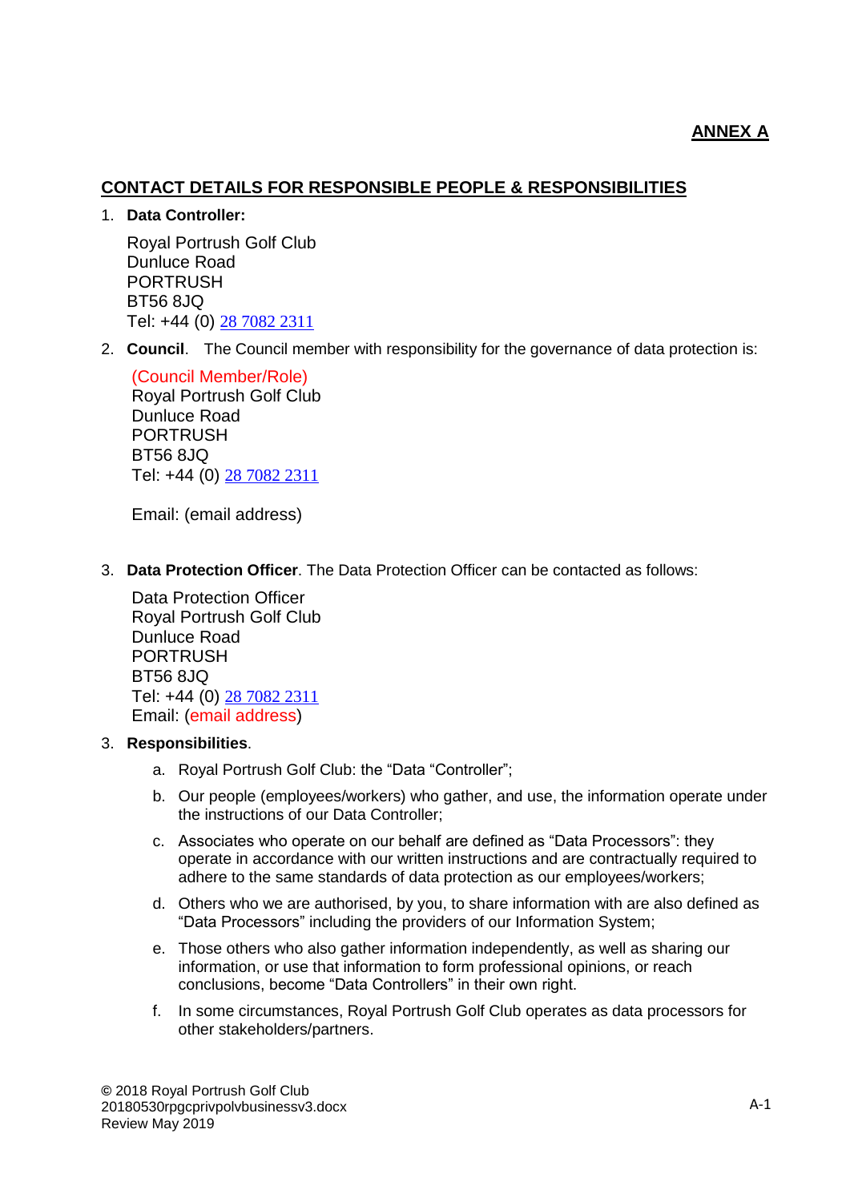**ANNEX A**

## CONTACT DETAILS FOR RESPONSIBLE PEOPLE & RESPONSIBILITIES

1. **Data Controller:**

   Royal Portrush Golf Club
   Dunluce Road
   PORTRUSH
   BT56 8JQ
   Tel: +44 (0) 28 7082 2311

2. **Council**. The Council member with responsibility for the governance of data protection is:

   (Council Member/Role)
   Royal Portrush Golf Club
   Dunluce Road
   PORTRUSH
   BT56 8JQ
   Tel: +44 (0) 28 7082 2311

   Email: (email address)

3. **Data Protection Officer**. The Data Protection Officer can be contacted as follows:

   Data Protection Officer
   Royal Portrush Golf Club
   Dunluce Road
   PORTRUSH
   BT56 8JQ
   Tel: +44 (0) 28 7082 2311
   Email: (email address)

3. **Responsibilities**.

   a. Royal Portrush Golf Club: the "Data "Controller";

   b. Our people (employees/workers) who gather, and use, the information operate under the instructions of our Data Controller;

   c. Associates who operate on our behalf are defined as "Data Processors": they operate in accordance with our written instructions and are contractually required to adhere to the same standards of data protection as our employees/workers;

   d. Others who we are authorised, by you, to share information with are also defined as "Data Processors" including the providers of our Information System;

   e. Those others who also gather information independently, as well as sharing our information, or use that information to form professional opinions, or reach conclusions, become "Data Controllers" in their own right.

   f. In some circumstances, Royal Portrush Golf Club operates as data processors for other stakeholders/partners.

© 2018 Royal Portrush Golf Club
20180530rpgcprivpolvbusinessv3.docx
Review May 2019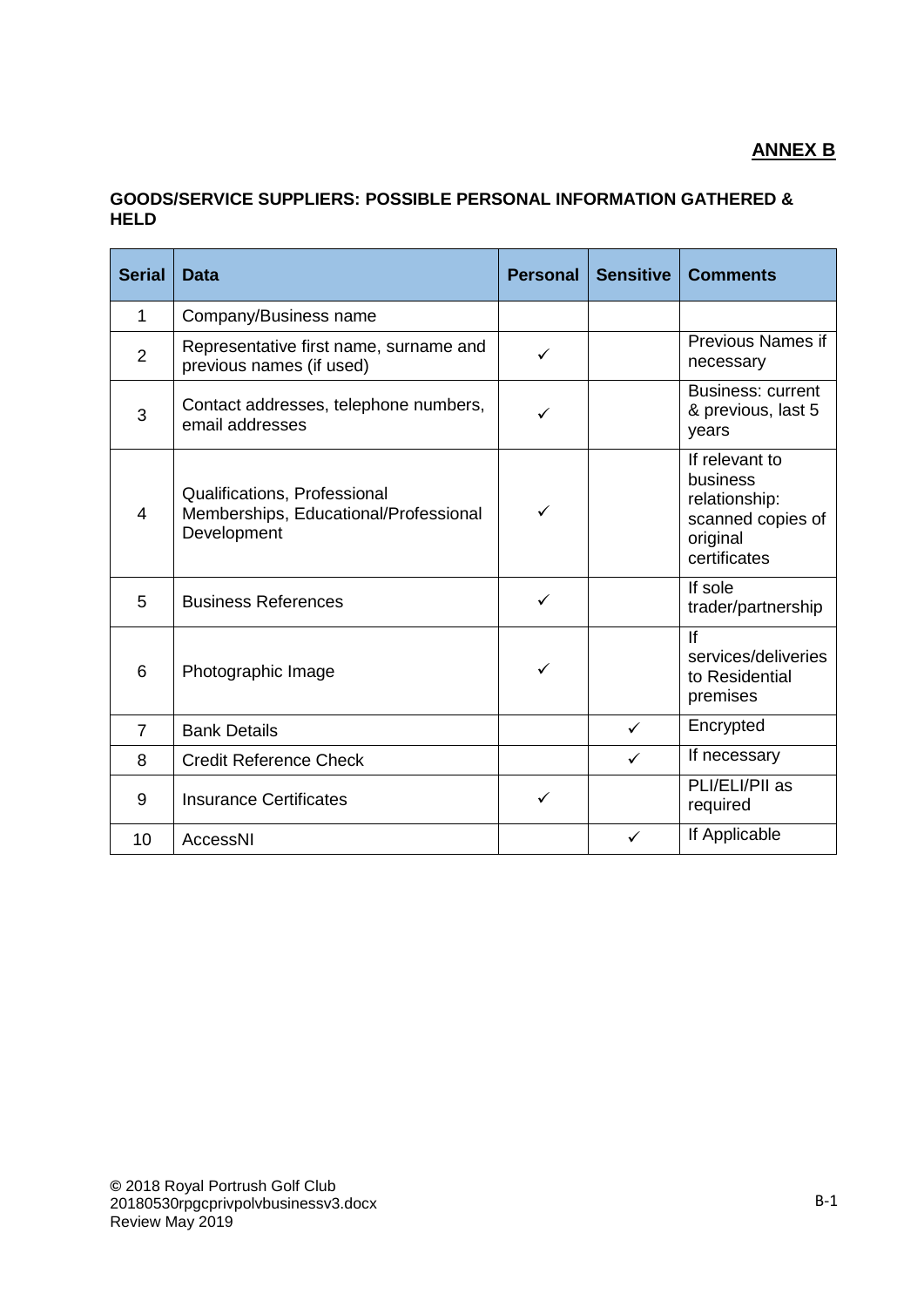**ANNEX B**

**GOODS/SERVICE SUPPLIERS: POSSIBLE PERSONAL INFORMATION GATHERED & HELD**

| Serial | Data | Personal | Sensitive | Comments |
|---|---|---|---|---|
| 1 | Company/Business name | | | |
| 2 | Representative first name, surname and previous names (if used) | ✓ | | Previous Names if necessary |
| 3 | Contact addresses, telephone numbers, email addresses | ✓ | | Business: current & previous, last 5 years |
| 4 | Qualifications, Professional Memberships, Educational/Professional Development | ✓ | | If relevant to business relationship: scanned copies of original certificates |
| 5 | Business References | ✓ | | If sole trader/partnership |
| 6 | Photographic Image | ✓ | | If services/deliveries to Residential premises |
| 7 | Bank Details | | ✓ | Encrypted |
| 8 | Credit Reference Check | | ✓ | If necessary |
| 9 | Insurance Certificates | ✓ | | PLI/ELI/PII as required |
| 10 | AccessNI | | ✓ | If Applicable |

© 2018 Royal Portrush Golf Club
20180530rpgcprivpolvbusinessv3.docx
Review May 2019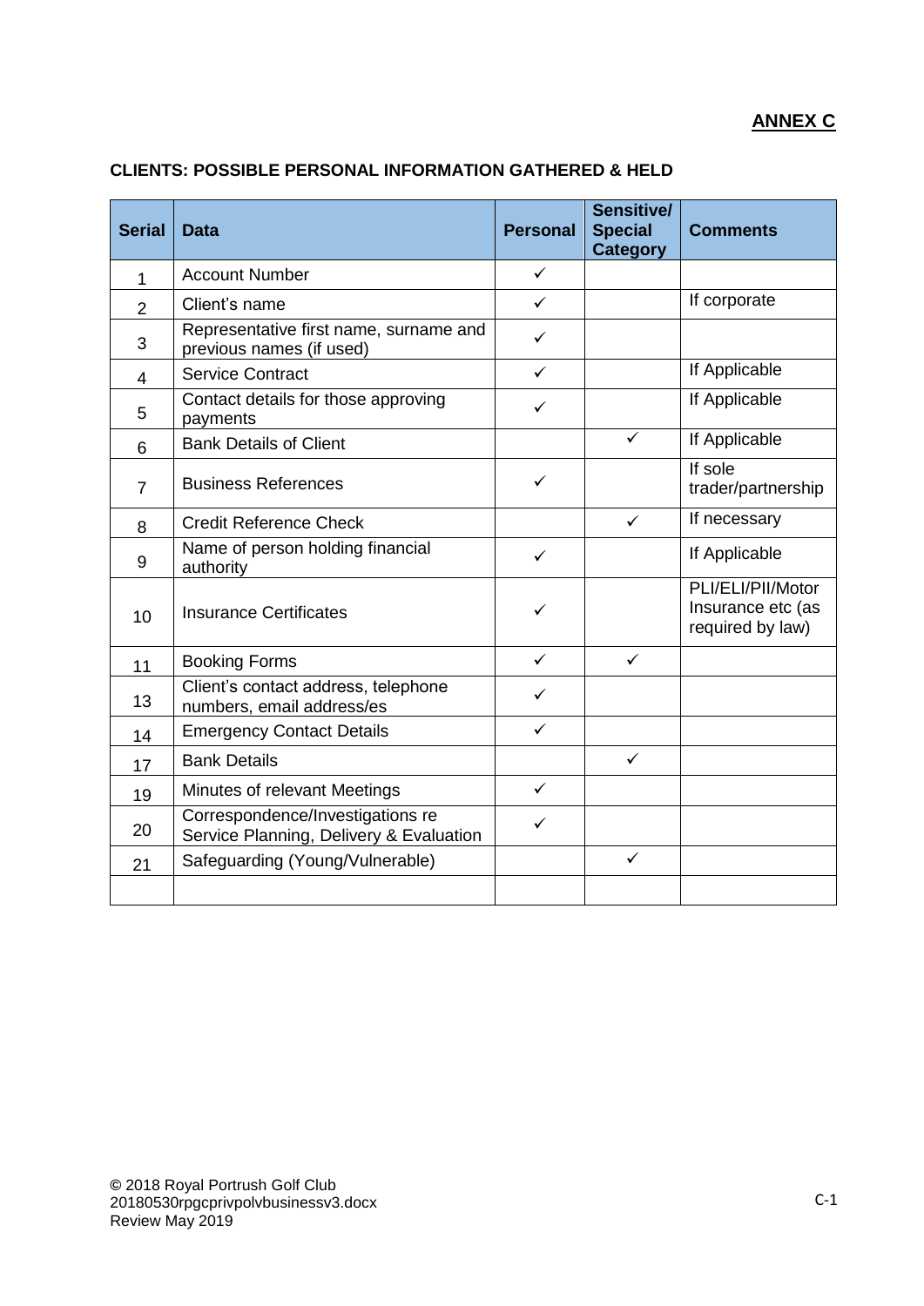**ANNEX C**

**CLIENTS: POSSIBLE PERSONAL INFORMATION GATHERED & HELD**

| Serial | Data | Personal | Sensitive/ Special Category | Comments |
|---|---|---|---|---|
| 1 | Account Number | ✓ | | |
| 2 | Client's name | ✓ | | If corporate |
| 3 | Representative first name, surname and previous names (if used) | ✓ | | |
| 4 | Service Contract | ✓ | | If Applicable |
| 5 | Contact details for those approving payments | ✓ | | If Applicable |
| 6 | Bank Details of Client | | ✓ | If Applicable |
| 7 | Business References | ✓ | | If sole trader/partnership |
| 8 | Credit Reference Check | | ✓ | If necessary |
| 9 | Name of person holding financial authority | ✓ | | If Applicable |
| 10 | Insurance Certificates | ✓ | | PLI/ELI/PII/Motor Insurance etc (as required by law) |
| 11 | Booking Forms | ✓ | ✓ | |
| 13 | Client's contact address, telephone numbers, email address/es | ✓ | | |
| 14 | Emergency Contact Details | ✓ | | |
| 17 | Bank Details | | ✓ | |
| 19 | Minutes of relevant Meetings | ✓ | | |
| 20 | Correspondence/Investigations re Service Planning, Delivery & Evaluation | ✓ | | |
| 21 | Safeguarding (Young/Vulnerable) | | ✓ | |
| | | | | |

© 2018 Royal Portrush Golf Club
20180530rpgcprivpolvbusinessv3.docx
Review May 2019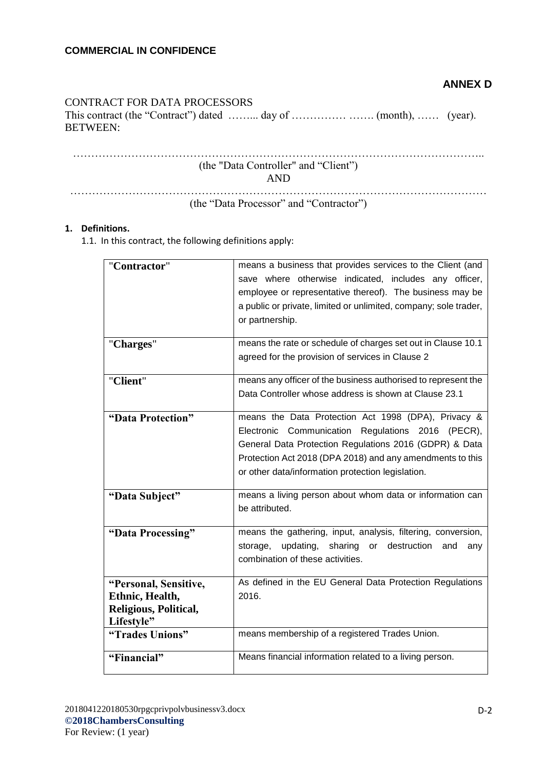**COMMERCIAL IN CONFIDENCE**

**ANNEX D**

CONTRACT FOR DATA PROCESSORS

This contract (the "Contract") dated ……... day of …………… ……. (month), …… (year).

BETWEEN:

………………………………………………………………………………………………..

(the "Data Controller" and "Client")

AND

…………………………………………………………………………………………………

(the "Data Processor" and "Contractor")

**1. Definitions.**

1.1. In this contract, the following definitions apply:

| | |
|---|---|
| **"Contractor"** | means a business that provides services to the Client (and save where otherwise indicated, includes any officer, employee or representative thereof). The business may be a public or private, limited or unlimited, company; sole trader, or partnership. |
| **"Charges"** | means the rate or schedule of charges set out in Clause 10.1 agreed for the provision of services in Clause 2 |
| **"Client"** | means any officer of the business authorised to represent the Data Controller whose address is shown at Clause 23.1 |
| **"Data Protection"** | means the Data Protection Act 1998 (DPA), Privacy & Electronic Communication Regulations 2016 (PECR), General Data Protection Regulations 2016 (GDPR) & Data Protection Act 2018 (DPA 2018) and any amendments to this or other data/information protection legislation. |
| **"Data Subject"** | means a living person about whom data or information can be attributed. |
| **"Data Processing"** | means the gathering, input, analysis, filtering, conversion, storage, updating, sharing or destruction and any combination of these activities. |
| **"Personal, Sensitive, Ethnic, Health, Religious, Political, Lifestyle"** | As defined in the EU General Data Protection Regulations 2016. |
| **"Trades Unions"** | means membership of a registered Trades Union. |
| **"Financial"** | Means financial information related to a living person. |

2018041220180530rpgcprivpolbusinessv3.docx
**©2018ChambersConsulting**
For Review: (1 year)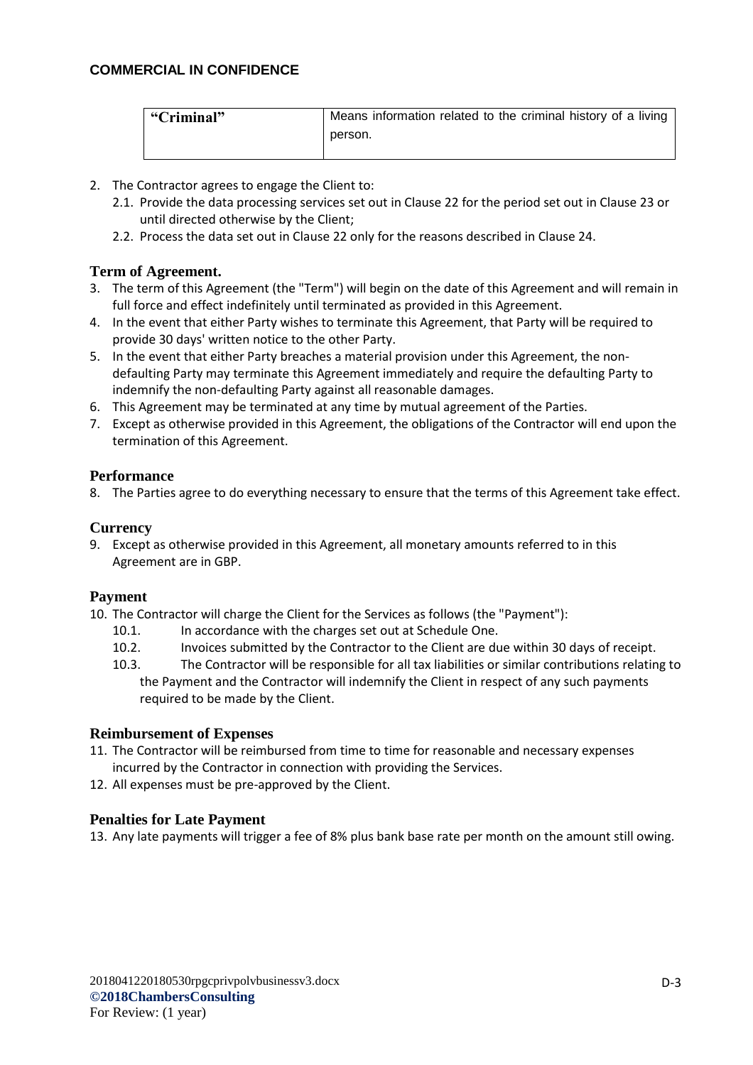| "Criminal" | Means information related to the criminal history of a living person. |
|---|---|

2. The Contractor agrees to engage the Client to:
   2.1. Provide the data processing services set out in Clause 22 for the period set out in Clause 23 or until directed otherwise by the Client;
   2.2. Process the data set out in Clause 22 only for the reasons described in Clause 24.

## Term of Agreement.

3. The term of this Agreement (the "Term") will begin on the date of this Agreement and will remain in full force and effect indefinitely until terminated as provided in this Agreement.
4. In the event that either Party wishes to terminate this Agreement, that Party will be required to provide 30 days' written notice to the other Party.
5. In the event that either Party breaches a material provision under this Agreement, the non-defaulting Party may terminate this Agreement immediately and require the defaulting Party to indemnify the non-defaulting Party against all reasonable damages.
6. This Agreement may be terminated at any time by mutual agreement of the Parties.
7. Except as otherwise provided in this Agreement, the obligations of the Contractor will end upon the termination of this Agreement.

## Performance

8. The Parties agree to do everything necessary to ensure that the terms of this Agreement take effect.

## Currency

9. Except as otherwise provided in this Agreement, all monetary amounts referred to in this Agreement are in GBP.

## Payment

10. The Contractor will charge the Client for the Services as follows (the "Payment"):
    10.1. In accordance with the charges set out at Schedule One.
    10.2. Invoices submitted by the Contractor to the Client are due within 30 days of receipt.
    10.3. The Contractor will be responsible for all tax liabilities or similar contributions relating to the Payment and the Contractor will indemnify the Client in respect of any such payments required to be made by the Client.

## Reimbursement of Expenses

11. The Contractor will be reimbursed from time to time for reasonable and necessary expenses incurred by the Contractor in connection with providing the Services.
12. All expenses must be pre-approved by the Client.

## Penalties for Late Payment

13. Any late payments will trigger a fee of 8% plus bank base rate per month on the amount still owing.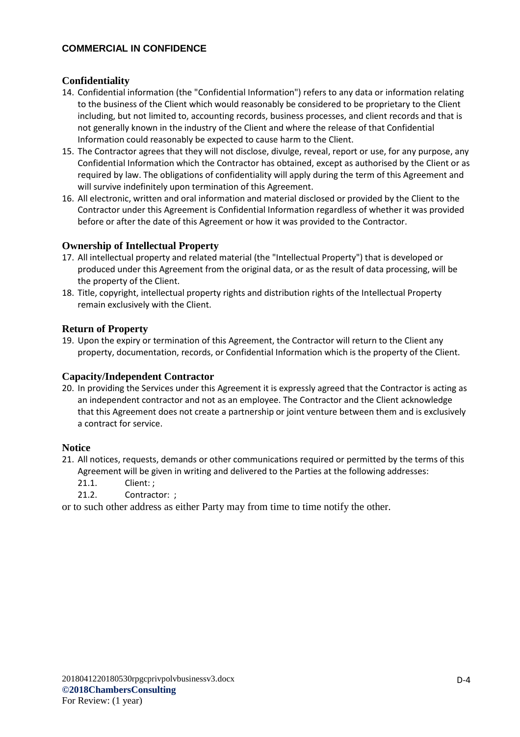## Confidentiality

14. Confidential information (the "Confidential Information") refers to any data or information relating to the business of the Client which would reasonably be considered to be proprietary to the Client including, but not limited to, accounting records, business processes, and client records and that is not generally known in the industry of the Client and where the release of that Confidential Information could reasonably be expected to cause harm to the Client.
15. The Contractor agrees that they will not disclose, divulge, reveal, report or use, for any purpose, any Confidential Information which the Contractor has obtained, except as authorised by the Client or as required by law. The obligations of confidentiality will apply during the term of this Agreement and will survive indefinitely upon termination of this Agreement.
16. All electronic, written and oral information and material disclosed or provided by the Client to the Contractor under this Agreement is Confidential Information regardless of whether it was provided before or after the date of this Agreement or how it was provided to the Contractor.

## Ownership of Intellectual Property

17. All intellectual property and related material (the "Intellectual Property") that is developed or produced under this Agreement from the original data, or as the result of data processing, will be the property of the Client.
18. Title, copyright, intellectual property rights and distribution rights of the Intellectual Property remain exclusively with the Client.

## Return of Property

19. Upon the expiry or termination of this Agreement, the Contractor will return to the Client any property, documentation, records, or Confidential Information which is the property of the Client.

## Capacity/Independent Contractor

20. In providing the Services under this Agreement it is expressly agreed that the Contractor is acting as an independent contractor and not as an employee. The Contractor and the Client acknowledge that this Agreement does not create a partnership or joint venture between them and is exclusively a contract for service.

## Notice

21. All notices, requests, demands or other communications required or permitted by the terms of this Agreement will be given in writing and delivered to the Parties at the following addresses:
    - 21.1. Client: ;
    - 21.2. Contractor: ;

or to such other address as either Party may from time to time notify the other.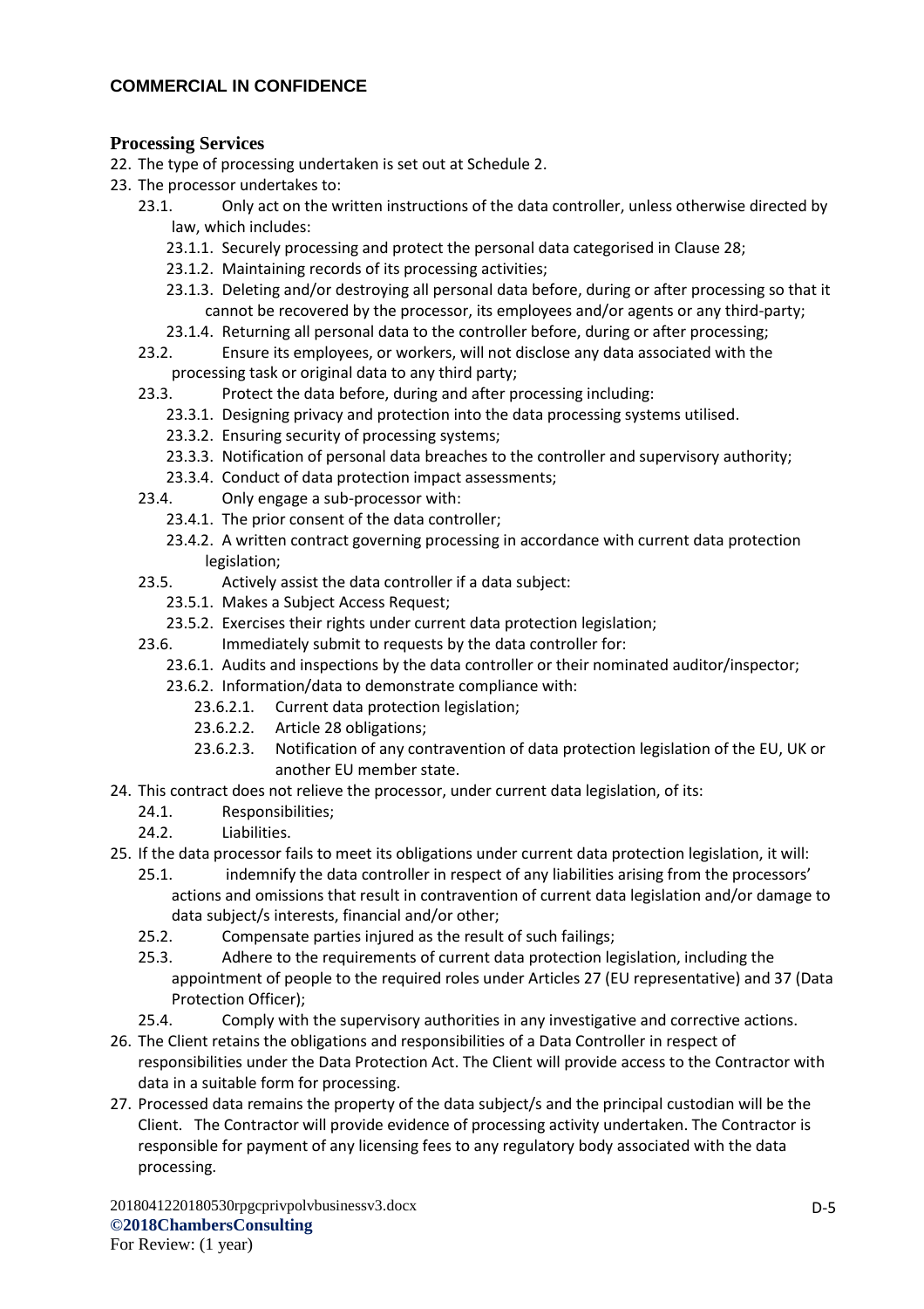## Processing Services

22. The type of processing undertaken is set out at Schedule 2.
23. The processor undertakes to:
    - 23.1. Only act on the written instructions of the data controller, unless otherwise directed by law, which includes:
        - 23.1.1. Securely processing and protect the personal data categorised in Clause 28;
        - 23.1.2. Maintaining records of its processing activities;
        - 23.1.3. Deleting and/or destroying all personal data before, during or after processing so that it cannot be recovered by the processor, its employees and/or agents or any third-party;
        - 23.1.4. Returning all personal data to the controller before, during or after processing;
    - 23.2. Ensure its employees, or workers, will not disclose any data associated with the processing task or original data to any third party;
    - 23.3. Protect the data before, during and after processing including:
        - 23.3.1. Designing privacy and protection into the data processing systems utilised.
        - 23.3.2. Ensuring security of processing systems;
        - 23.3.3. Notification of personal data breaches to the controller and supervisory authority;
        - 23.3.4. Conduct of data protection impact assessments;
    - 23.4. Only engage a sub-processor with:
        - 23.4.1. The prior consent of the data controller;
        - 23.4.2. A written contract governing processing in accordance with current data protection legislation;
    - 23.5. Actively assist the data controller if a data subject:
        - 23.5.1. Makes a Subject Access Request;
        - 23.5.2. Exercises their rights under current data protection legislation;
    - 23.6. Immediately submit to requests by the data controller for:
        - 23.6.1. Audits and inspections by the data controller or their nominated auditor/inspector;
        - 23.6.2. Information/data to demonstrate compliance with:
            - 23.6.2.1. Current data protection legislation;
            - 23.6.2.2. Article 28 obligations;
            - 23.6.2.3. Notification of any contravention of data protection legislation of the EU, UK or another EU member state.
24. This contract does not relieve the processor, under current data legislation, of its:
    - 24.1. Responsibilities;
    - 24.2. Liabilities.
25. If the data processor fails to meet its obligations under current data protection legislation, it will:
    - 25.1. indemnify the data controller in respect of any liabilities arising from the processors' actions and omissions that result in contravention of current data legislation and/or damage to data subject/s interests, financial and/or other;
    - 25.2. Compensate parties injured as the result of such failings;
    - 25.3. Adhere to the requirements of current data protection legislation, including the appointment of people to the required roles under Articles 27 (EU representative) and 37 (Data Protection Officer);
    - 25.4. Comply with the supervisory authorities in any investigative and corrective actions.
26. The Client retains the obligations and responsibilities of a Data Controller in respect of responsibilities under the Data Protection Act. The Client will provide access to the Contractor with data in a suitable form for processing.
27. Processed data remains the property of the data subject/s and the principal custodian will be the Client. The Contractor will provide evidence of processing activity undertaken. The Contractor is responsible for payment of any licensing fees to any regulatory body associated with the data processing.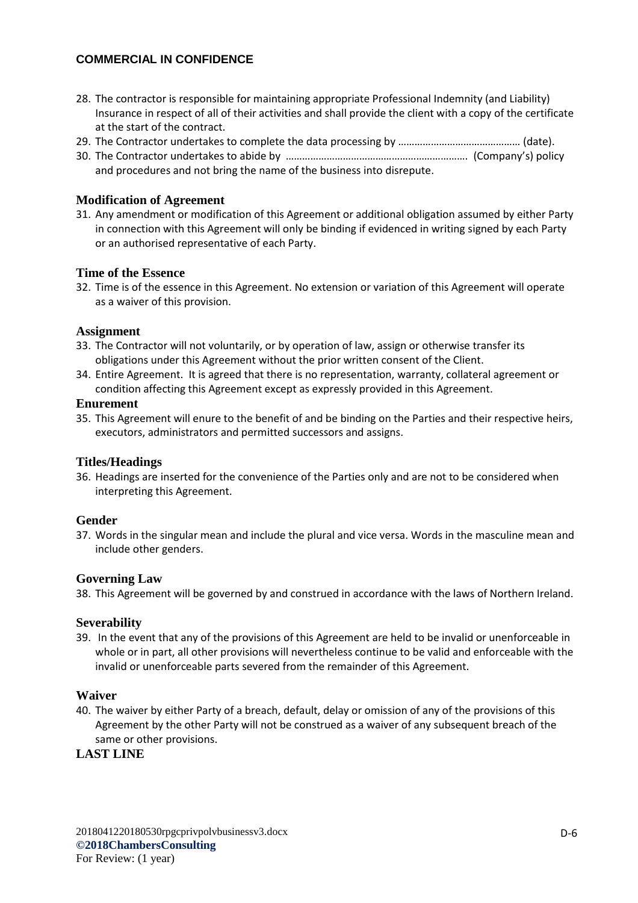28. The contractor is responsible for maintaining appropriate Professional Indemnity (and Liability) Insurance in respect of all of their activities and shall provide the client with a copy of the certificate at the start of the contract.
29. The Contractor undertakes to complete the data processing by ……………………………………… (date).
30. The Contractor undertakes to abide by ………………………………………………………… (Company's) policy and procedures and not bring the name of the business into disrepute.

**Modification of Agreement**

31. Any amendment or modification of this Agreement or additional obligation assumed by either Party in connection with this Agreement will only be binding if evidenced in writing signed by each Party or an authorised representative of each Party.

**Time of the Essence**

32. Time is of the essence in this Agreement. No extension or variation of this Agreement will operate as a waiver of this provision.

**Assignment**

33. The Contractor will not voluntarily, or by operation of law, assign or otherwise transfer its obligations under this Agreement without the prior written consent of the Client.
34. Entire Agreement. It is agreed that there is no representation, warranty, collateral agreement or condition affecting this Agreement except as expressly provided in this Agreement.

**Enurement**

35. This Agreement will enure to the benefit of and be binding on the Parties and their respective heirs, executors, administrators and permitted successors and assigns.

**Titles/Headings**

36. Headings are inserted for the convenience of the Parties only and are not to be considered when interpreting this Agreement.

**Gender**

37. Words in the singular mean and include the plural and vice versa. Words in the masculine mean and include other genders.

**Governing Law**

38. This Agreement will be governed by and construed in accordance with the laws of Northern Ireland.

**Severability**

39. In the event that any of the provisions of this Agreement are held to be invalid or unenforceable in whole or in part, all other provisions will nevertheless continue to be valid and enforceable with the invalid or unenforceable parts severed from the remainder of this Agreement.

**Waiver**

40. The waiver by either Party of a breach, default, delay or omission of any of the provisions of this Agreement by the other Party will not be construed as a waiver of any subsequent breach of the same or other provisions.

**LAST LINE**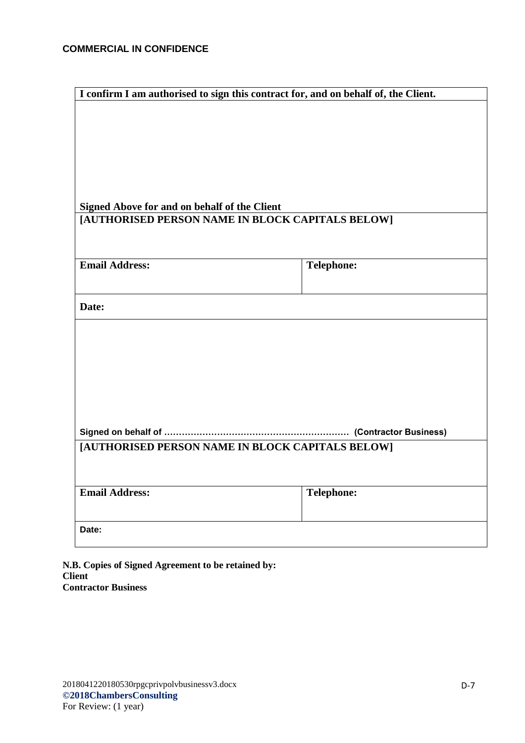**COMMERCIAL IN CONFIDENCE**

| **I confirm I am authorised to sign this contract for, and on behalf of, the Client.** | |
|---|---|
| <br><br><br><br>**Signed Above for and on behalf of the Client** | |
| **[AUTHORISED PERSON NAME IN BLOCK CAPITALS BELOW]** | |
| **Email Address:** | **Telephone:** |
| **Date:** | |
| <br><br><br><br>**Signed on behalf of ……………………………………………………… (Contractor Business)** | |
| **[AUTHORISED PERSON NAME IN BLOCK CAPITALS BELOW]** | |
| **Email Address:** | **Telephone:** |
| **Date:** | |

**N.B. Copies of Signed Agreement to be retained by:**
**Client**
**Contractor Business**

2018041220180530rpgcprivpolvbusinessv3.docx
**©2018ChambersConsulting**
For Review: (1 year)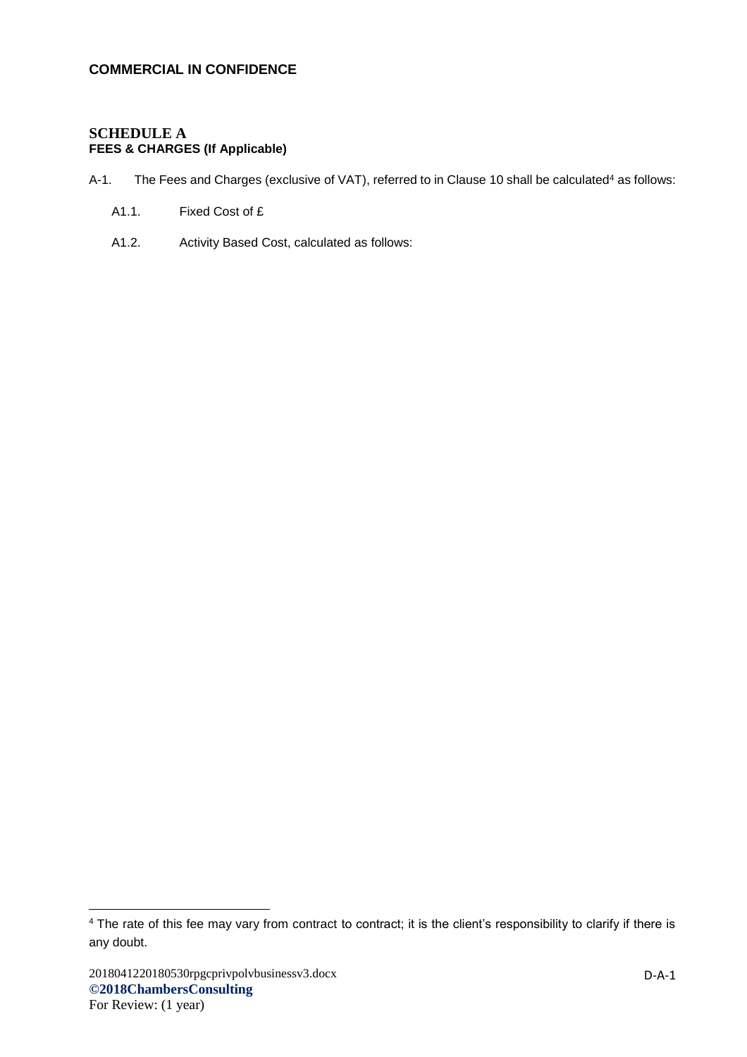**COMMERCIAL IN CONFIDENCE**

## SCHEDULE A

**FEES & CHARGES (If Applicable)**

A-1. The Fees and Charges (exclusive of VAT), referred to in Clause 10 shall be calculated[4] as follows:

A1.1. Fixed Cost of £

A1.2. Activity Based Cost, calculated as follows:

[4] The rate of this fee may vary from contract to contract; it is the client's responsibility to clarify if there is any doubt.

2018041220180530rpgcprivpolvbusinessv3.docx
**©2018ChambersConsulting**
For Review: (1 year)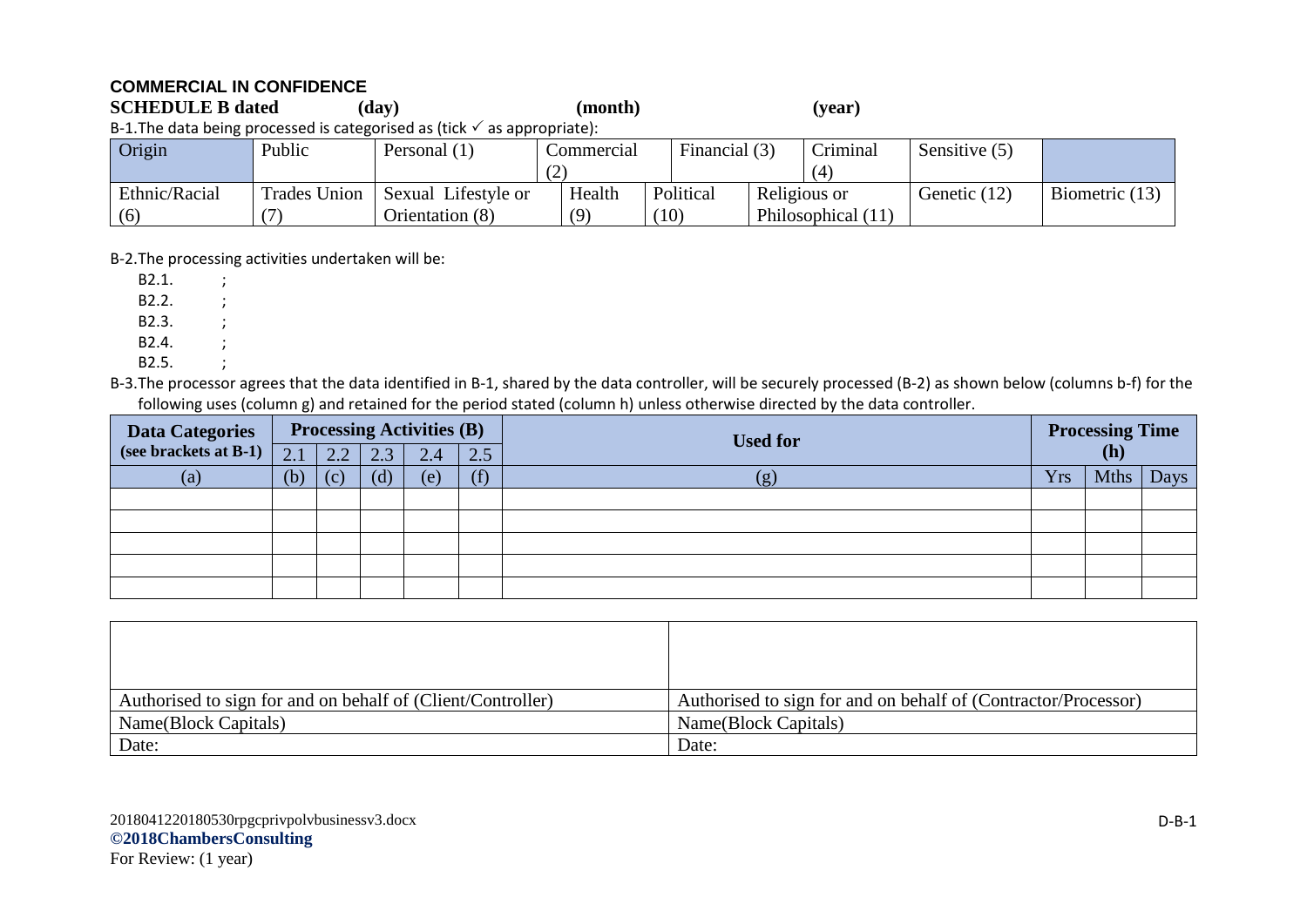**COMMERCIAL IN CONFIDENCE**

**SCHEDULE B dated (day) (month) (year)**

B-1.The data being processed is categorised as (tick ✓ as appropriate):

| | | | | | | | |
|---|---|---|---|---|---|---|---|
| Origin | Public | Personal (1) | Commercial (2) | Financial (3) | Criminal (4) | Sensitive (5) | |
| Ethnic/Racial (6) | Trades Union (7) | Sexual Lifestyle or Orientation (8) | Health (9) | Political (10) | Religious or Philosophical (11) | Genetic (12) | Biometric (13) |

B-2.The processing activities undertaken will be:

- B2.1. ;
- B2.2. ;
- B2.3. ;
- B2.4. ;
- B2.5. ;

B-3.The processor agrees that the data identified in B-1, shared by the data controller, will be securely processed (B-2) as shown below (columns b-f) for the following uses (column g) and retained for the period stated (column h) unless otherwise directed by the data controller.

| Data Categories (see brackets at B-1) | Processing Activities (B) | | | | | Used for | Processing Time (h) | | |
|---|---|---|---|---|---|---|---|---|---|
| | 2.1 | 2.2 | 2.3 | 2.4 | 2.5 | | | | |
| (a) | (b) | (c) | (d) | (e) | (f) | (g) | Yrs | Mths | Days |
| | | | | | | | | | |
| | | | | | | | | | |
| | | | | | | | | | |
| | | | | | | | | | |
| | | | | | | | | | |

| | |
|---|---|
| | |
| Authorised to sign for and on behalf of (Client/Controller) | Authorised to sign for and on behalf of (Contractor/Processor) |
| Name(Block Capitals) | Name(Block Capitals) |
| Date: | Date: |

2018041220180530rpgcprivpolvbusinessv3.docx
**©2018ChambersConsulting**
For Review: (1 year)